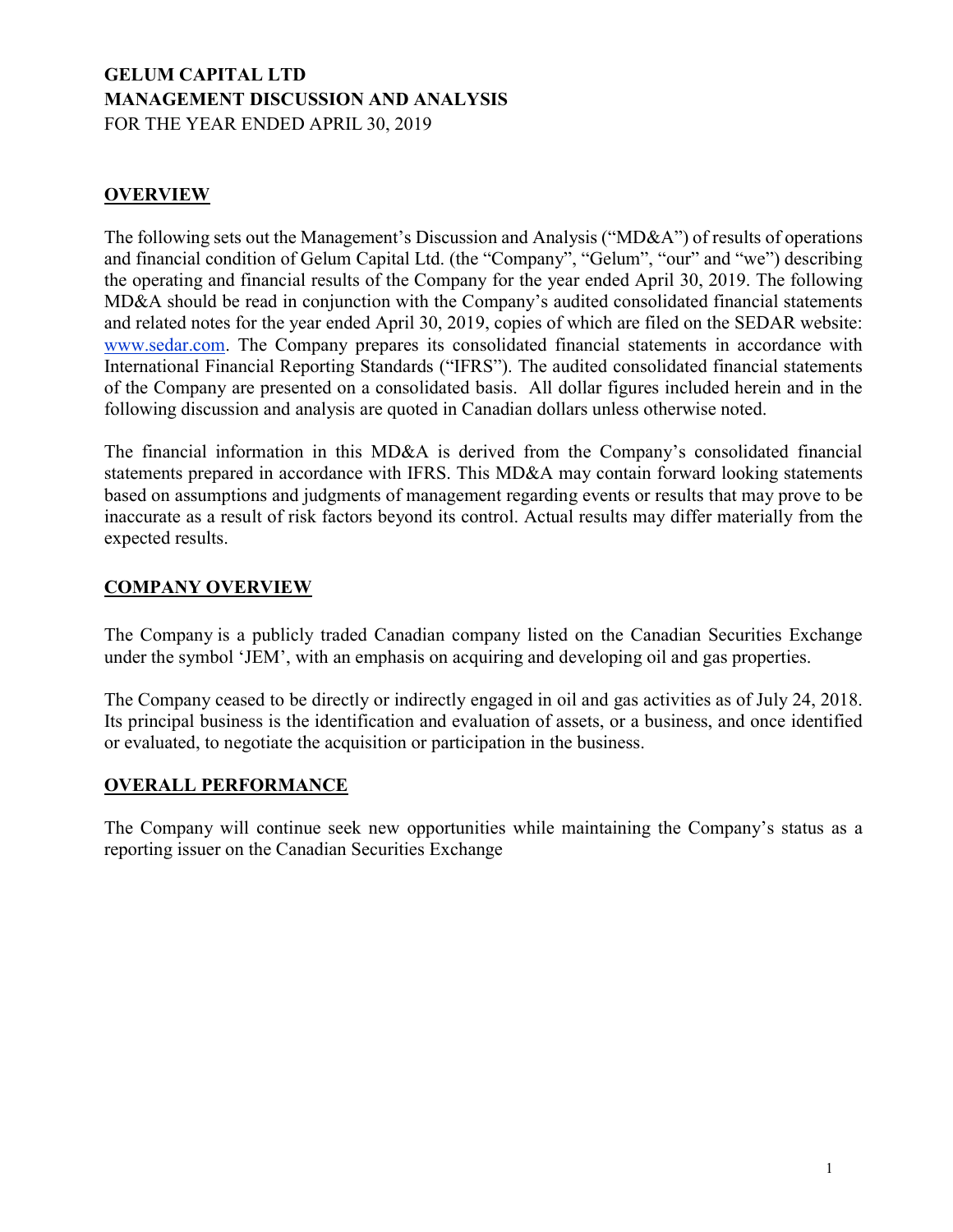# GELUM CAPITAL LTD
# MANAGEMENT DISCUSSION AND ANALYSIS
FOR THE YEAR ENDED APRIL 30, 2019

## OVERVIEW

The following sets out the Management's Discussion and Analysis ("MD&A") of results of operations and financial condition of Gelum Capital Ltd. (the "Company", "Gelum", "our" and "we") describing the operating and financial results of the Company for the year ended April 30, 2019. The following MD&A should be read in conjunction with the Company's audited consolidated financial statements and related notes for the year ended April 30, 2019, copies of which are filed on the SEDAR website: www.sedar.com. The Company prepares its consolidated financial statements in accordance with International Financial Reporting Standards ("IFRS"). The audited consolidated financial statements of the Company are presented on a consolidated basis. All dollar figures included herein and in the following discussion and analysis are quoted in Canadian dollars unless otherwise noted.

The financial information in this MD&A is derived from the Company's consolidated financial statements prepared in accordance with IFRS. This MD&A may contain forward looking statements based on assumptions and judgments of management regarding events or results that may prove to be inaccurate as a result of risk factors beyond its control. Actual results may differ materially from the expected results.

## COMPANY OVERVIEW

The Company is a publicly traded Canadian company listed on the Canadian Securities Exchange under the symbol 'JEM', with an emphasis on acquiring and developing oil and gas properties.

The Company ceased to be directly or indirectly engaged in oil and gas activities as of July 24, 2018. Its principal business is the identification and evaluation of assets, or a business, and once identified or evaluated, to negotiate the acquisition or participation in the business.

## OVERALL PERFORMANCE

The Company will continue seek new opportunities while maintaining the Company's status as a reporting issuer on the Canadian Securities Exchange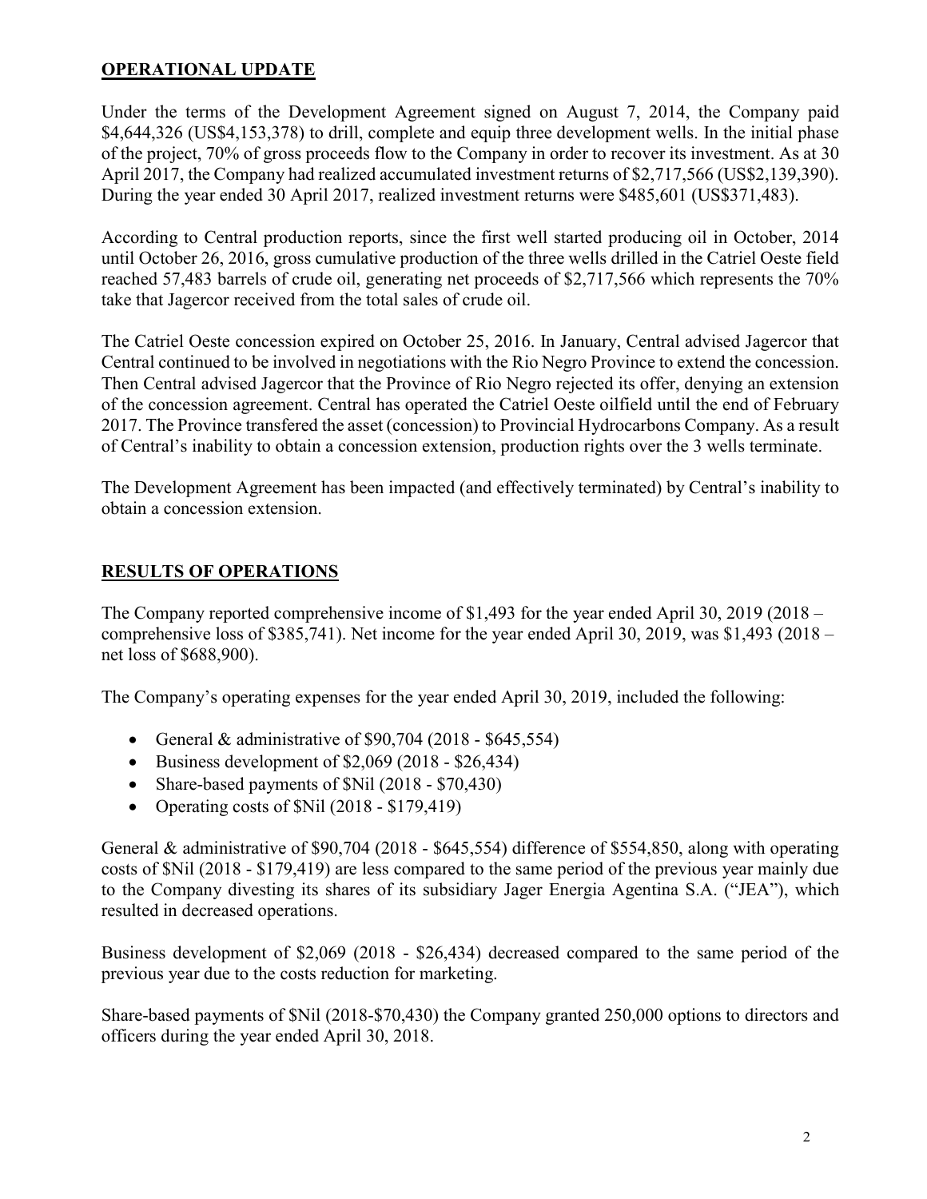## OPERATIONAL UPDATE

Under the terms of the Development Agreement signed on August 7, 2014, the Company paid $4,644,326 (US$4,153,378) to drill, complete and equip three development wells. In the initial phase of the project, 70% of gross proceeds flow to the Company in order to recover its investment. As at 30 April 2017, the Company had realized accumulated investment returns of $2,717,566 (US$2,139,390). During the year ended 30 April 2017, realized investment returns were $485,601 (US$371,483).

According to Central production reports, since the first well started producing oil in October, 2014 until October 26, 2016, gross cumulative production of the three wells drilled in the Catriel Oeste field reached 57,483 barrels of crude oil, generating net proceeds of $2,717,566 which represents the 70% take that Jagercor received from the total sales of crude oil.

The Catriel Oeste concession expired on October 25, 2016. In January, Central advised Jagercor that Central continued to be involved in negotiations with the Rio Negro Province to extend the concession. Then Central advised Jagercor that the Province of Rio Negro rejected its offer, denying an extension of the concession agreement. Central has operated the Catriel Oeste oilfield until the end of February 2017. The Province transfered the asset (concession) to Provincial Hydrocarbons Company. As a result of Central's inability to obtain a concession extension, production rights over the 3 wells terminate.

The Development Agreement has been impacted (and effectively terminated) by Central's inability to obtain a concession extension.

## RESULTS OF OPERATIONS

The Company reported comprehensive income of $1,493 for the year ended April 30, 2019 (2018 – comprehensive loss of $385,741). Net income for the year ended April 30, 2019, was $1,493 (2018 – net loss of $688,900).

The Company's operating expenses for the year ended April 30, 2019, included the following:

- General & administrative of $90,704 (2018 - $645,554)
- Business development of $2,069 (2018 - $26,434)
- Share-based payments of $Nil (2018 - $70,430)
- Operating costs of $Nil (2018 - $179,419)

General & administrative of $90,704 (2018 - $645,554) difference of $554,850, along with operating costs of $Nil (2018 - $179,419) are less compared to the same period of the previous year mainly due to the Company divesting its shares of its subsidiary Jager Energia Agentina S.A. ("JEA"), which resulted in decreased operations.

Business development of $2,069 (2018 - $26,434) decreased compared to the same period of the previous year due to the costs reduction for marketing.

Share-based payments of $Nil (2018-$70,430) the Company granted 250,000 options to directors and officers during the year ended April 30, 2018.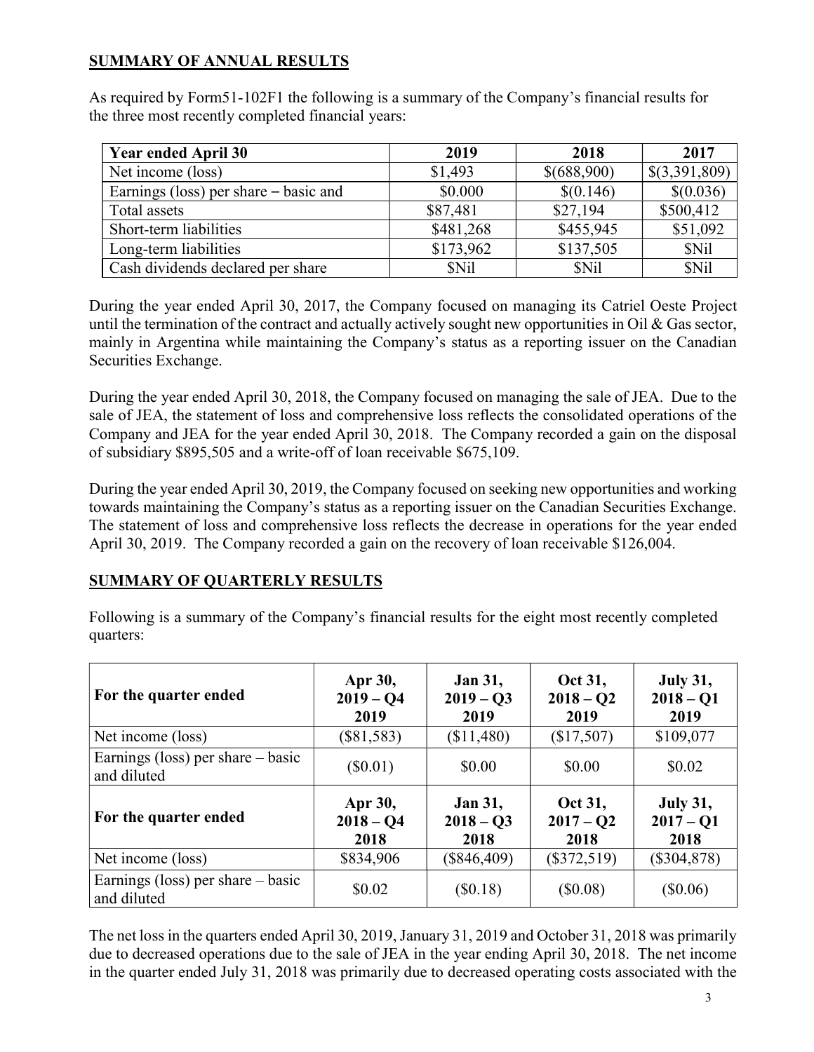## SUMMARY OF ANNUAL RESULTS

As required by Form51-102F1 the following is a summary of the Company's financial results for the three most recently completed financial years:

| Year ended April 30 | 2019 | 2018 | 2017 |
|---|---|---|---|
| Net income (loss) | $1,493 | $(688,900) | $(3,391,809) |
| Earnings (loss) per share – basic and | $0.000 | $(0.146) | $(0.036) |
| Total assets | $87,481 | $27,194 | $500,412 |
| Short-term liabilities | $481,268 | $455,945 | $51,092 |
| Long-term liabilities | $173,962 | $137,505 | $Nil |
| Cash dividends declared per share | $Nil | $Nil | $Nil |

During the year ended April 30, 2017, the Company focused on managing its Catriel Oeste Project until the termination of the contract and actually actively sought new opportunities in Oil & Gas sector, mainly in Argentina while maintaining the Company's status as a reporting issuer on the Canadian Securities Exchange.

During the year ended April 30, 2018, the Company focused on managing the sale of JEA. Due to the sale of JEA, the statement of loss and comprehensive loss reflects the consolidated operations of the Company and JEA for the year ended April 30, 2018. The Company recorded a gain on the disposal of subsidiary $895,505 and a write-off of loan receivable $675,109.

During the year ended April 30, 2019, the Company focused on seeking new opportunities and working towards maintaining the Company's status as a reporting issuer on the Canadian Securities Exchange. The statement of loss and comprehensive loss reflects the decrease in operations for the year ended April 30, 2019. The Company recorded a gain on the recovery of loan receivable $126,004.

## SUMMARY OF QUARTERLY RESULTS

Following is a summary of the Company's financial results for the eight most recently completed quarters:

| For the quarter ended | Apr 30, 2019 – Q4 2019 | Jan 31, 2019 – Q3 2019 | Oct 31, 2018 – Q2 2019 | July 31, 2018 – Q1 2019 |
|---|---|---|---|---|
| Net income (loss) | ($81,583) | ($11,480) | ($17,507) | $109,077 |
| Earnings (loss) per share – basic and diluted | ($0.01) | $0.00 | $0.00 | $0.02 |
| **For the quarter ended** | **Apr 30, 2018 – Q4 2018** | **Jan 31, 2018 – Q3 2018** | **Oct 31, 2017 – Q2 2018** | **July 31, 2017 – Q1 2018** |
| Net income (loss) | $834,906 | ($846,409) | ($372,519) | ($304,878) |
| Earnings (loss) per share – basic and diluted | $0.02 | ($0.18) | ($0.08) | ($0.06) |

The net loss in the quarters ended April 30, 2019, January 31, 2019 and October 31, 2018 was primarily due to decreased operations due to the sale of JEA in the year ending April 30, 2018. The net income in the quarter ended July 31, 2018 was primarily due to decreased operating costs associated with the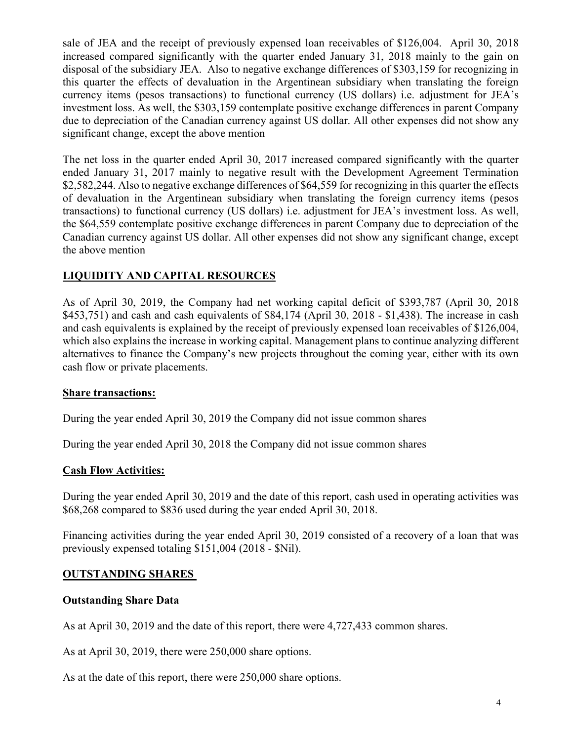sale of JEA and the receipt of previously expensed loan receivables of $126,004. April 30, 2018 increased compared significantly with the quarter ended January 31, 2018 mainly to the gain on disposal of the subsidiary JEA. Also to negative exchange differences of $303,159 for recognizing in this quarter the effects of devaluation in the Argentinean subsidiary when translating the foreign currency items (pesos transactions) to functional currency (US dollars) i.e. adjustment for JEA's investment loss. As well, the $303,159 contemplate positive exchange differences in parent Company due to depreciation of the Canadian currency against US dollar. All other expenses did not show any significant change, except the above mention

The net loss in the quarter ended April 30, 2017 increased compared significantly with the quarter ended January 31, 2017 mainly to negative result with the Development Agreement Termination $2,582,244. Also to negative exchange differences of $64,559 for recognizing in this quarter the effects of devaluation in the Argentinean subsidiary when translating the foreign currency items (pesos transactions) to functional currency (US dollars) i.e. adjustment for JEA's investment loss. As well, the $64,559 contemplate positive exchange differences in parent Company due to depreciation of the Canadian currency against US dollar. All other expenses did not show any significant change, except the above mention

## LIQUIDITY AND CAPITAL RESOURCES

As of April 30, 2019, the Company had net working capital deficit of $393,787 (April 30, 2018 $453,751) and cash and cash equivalents of $84,174 (April 30, 2018 - $1,438). The increase in cash and cash equivalents is explained by the receipt of previously expensed loan receivables of $126,004, which also explains the increase in working capital. Management plans to continue analyzing different alternatives to finance the Company's new projects throughout the coming year, either with its own cash flow or private placements.

### Share transactions:

During the year ended April 30, 2019 the Company did not issue common shares

During the year ended April 30, 2018 the Company did not issue common shares

### Cash Flow Activities:

During the year ended April 30, 2019 and the date of this report, cash used in operating activities was $68,268 compared to $836 used during the year ended April 30, 2018.

Financing activities during the year ended April 30, 2019 consisted of a recovery of a loan that was previously expensed totaling $151,004 (2018 - $Nil).

## OUTSTANDING SHARES

### Outstanding Share Data

As at April 30, 2019 and the date of this report, there were 4,727,433 common shares.

As at April 30, 2019, there were 250,000 share options.

As at the date of this report, there were 250,000 share options.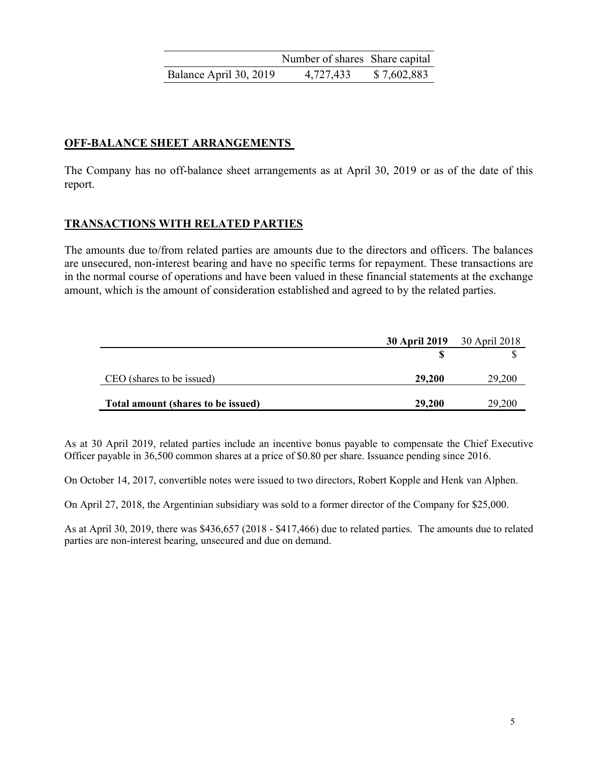| | Number of shares | Share capital |
|---|---|---|
| Balance April 30, 2019 | 4,727,433 | $ 7,602,883 |

## OFF-BALANCE SHEET ARRANGEMENTS

The Company has no off-balance sheet arrangements as at April 30, 2019 or as of the date of this report.

## TRANSACTIONS WITH RELATED PARTIES

The amounts due to/from related parties are amounts due to the directors and officers. The balances are unsecured, non-interest bearing and have no specific terms for repayment. These transactions are in the normal course of operations and have been valued in these financial statements at the exchange amount, which is the amount of consideration established and agreed to by the related parties.

| | **30 April 2019** | 30 April 2018 |
|---|---|---|
| | **$** | $ |
| CEO (shares to be issued) | **29,200** | 29,200 |
| **Total amount (shares to be issued)** | **29,200** | 29,200 |

As at 30 April 2019, related parties include an incentive bonus payable to compensate the Chief Executive Officer payable in 36,500 common shares at a price of $0.80 per share. Issuance pending since 2016.

On October 14, 2017, convertible notes were issued to two directors, Robert Kopple and Henk van Alphen.

On April 27, 2018, the Argentinian subsidiary was sold to a former director of the Company for $25,000.

As at April 30, 2019, there was $436,657 (2018 - $417,466) due to related parties. The amounts due to related parties are non-interest bearing, unsecured and due on demand.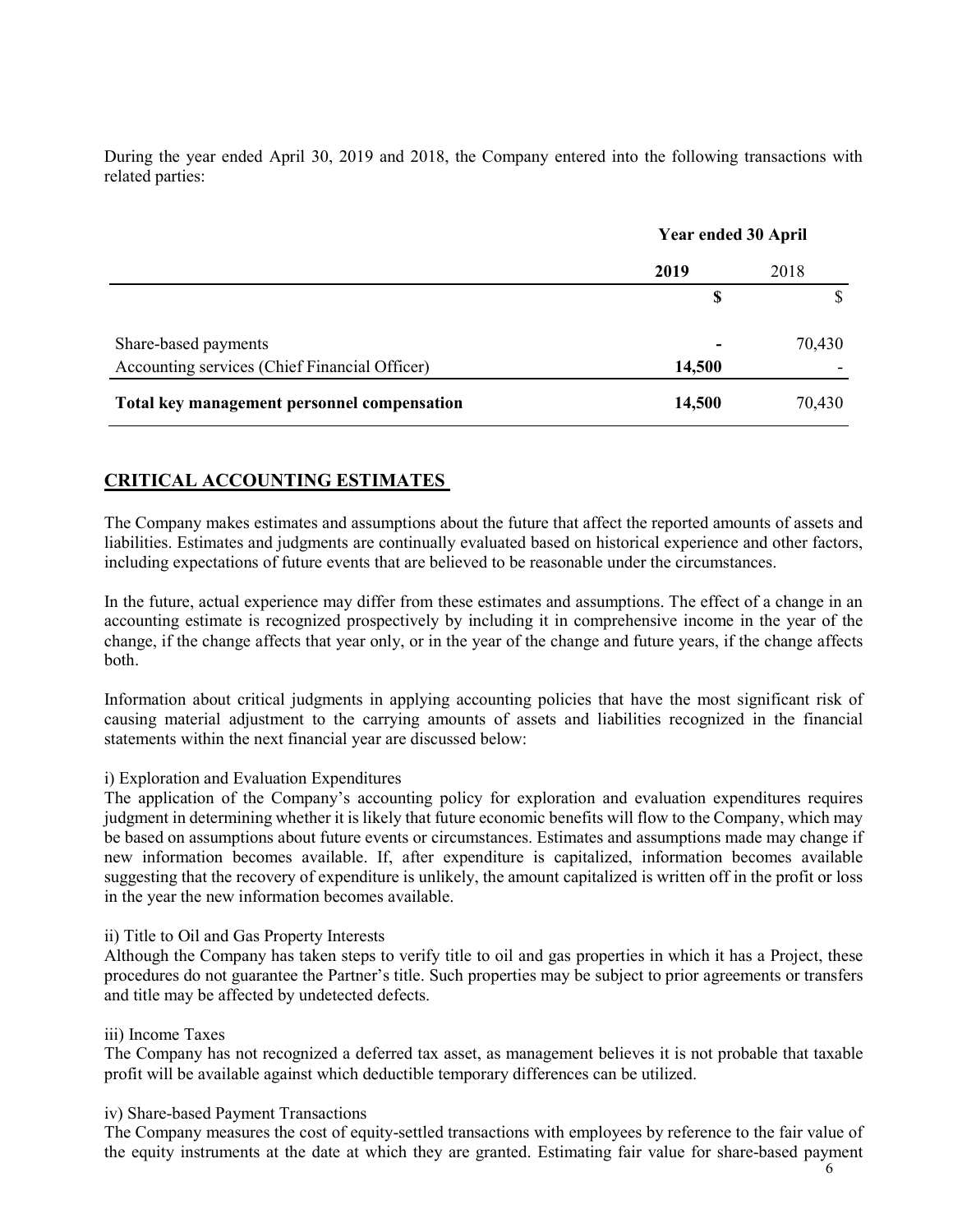During the year ended April 30, 2019 and 2018, the Company entered into the following transactions with related parties:

| | Year ended 30 April | |
|---|---|---|
| | **2019** | 2018 |
| | **$** | $ |
| Share-based payments | **-** | 70,430 |
| Accounting services (Chief Financial Officer) | **14,500** | - |
| **Total key management personnel compensation** | **14,500** | 70,430 |

## CRITICAL ACCOUNTING ESTIMATES

The Company makes estimates and assumptions about the future that affect the reported amounts of assets and liabilities. Estimates and judgments are continually evaluated based on historical experience and other factors, including expectations of future events that are believed to be reasonable under the circumstances.

In the future, actual experience may differ from these estimates and assumptions. The effect of a change in an accounting estimate is recognized prospectively by including it in comprehensive income in the year of the change, if the change affects that year only, or in the year of the change and future years, if the change affects both.

Information about critical judgments in applying accounting policies that have the most significant risk of causing material adjustment to the carrying amounts of assets and liabilities recognized in the financial statements within the next financial year are discussed below:

i) Exploration and Evaluation Expenditures
The application of the Company's accounting policy for exploration and evaluation expenditures requires judgment in determining whether it is likely that future economic benefits will flow to the Company, which may be based on assumptions about future events or circumstances. Estimates and assumptions made may change if new information becomes available. If, after expenditure is capitalized, information becomes available suggesting that the recovery of expenditure is unlikely, the amount capitalized is written off in the profit or loss in the year the new information becomes available.

ii) Title to Oil and Gas Property Interests
Although the Company has taken steps to verify title to oil and gas properties in which it has a Project, these procedures do not guarantee the Partner's title. Such properties may be subject to prior agreements or transfers and title may be affected by undetected defects.

iii) Income Taxes
The Company has not recognized a deferred tax asset, as management believes it is not probable that taxable profit will be available against which deductible temporary differences can be utilized.

iv) Share-based Payment Transactions
The Company measures the cost of equity-settled transactions with employees by reference to the fair value of the equity instruments at the date at which they are granted. Estimating fair value for share-based payment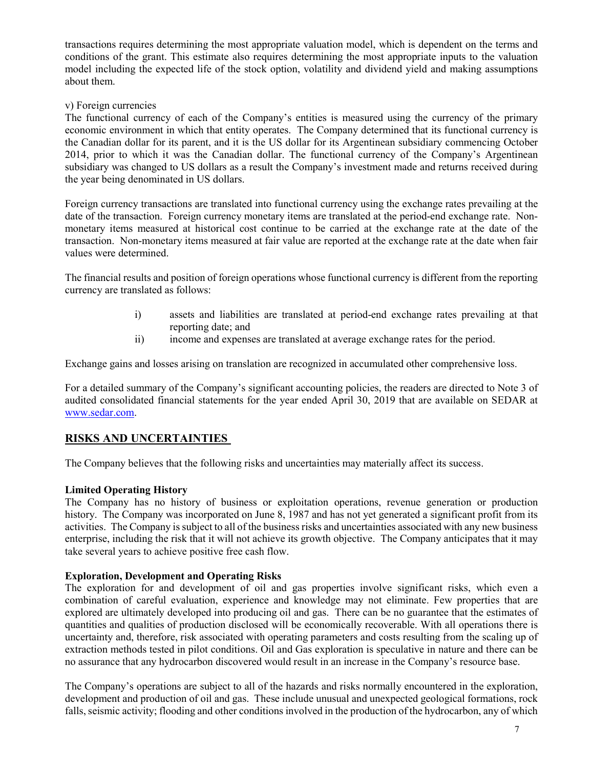transactions requires determining the most appropriate valuation model, which is dependent on the terms and conditions of the grant. This estimate also requires determining the most appropriate inputs to the valuation model including the expected life of the stock option, volatility and dividend yield and making assumptions about them.

v) Foreign currencies

The functional currency of each of the Company's entities is measured using the currency of the primary economic environment in which that entity operates. The Company determined that its functional currency is the Canadian dollar for its parent, and it is the US dollar for its Argentinean subsidiary commencing October 2014, prior to which it was the Canadian dollar. The functional currency of the Company's Argentinean subsidiary was changed to US dollars as a result the Company's investment made and returns received during the year being denominated in US dollars.

Foreign currency transactions are translated into functional currency using the exchange rates prevailing at the date of the transaction. Foreign currency monetary items are translated at the period-end exchange rate. Non-monetary items measured at historical cost continue to be carried at the exchange rate at the date of the transaction. Non-monetary items measured at fair value are reported at the exchange rate at the date when fair values were determined.

The financial results and position of foreign operations whose functional currency is different from the reporting currency are translated as follows:

i) assets and liabilities are translated at period-end exchange rates prevailing at that reporting date; and
ii) income and expenses are translated at average exchange rates for the period.

Exchange gains and losses arising on translation are recognized in accumulated other comprehensive loss.

For a detailed summary of the Company's significant accounting policies, the readers are directed to Note 3 of audited consolidated financial statements for the year ended April 30, 2019 that are available on SEDAR at www.sedar.com.

## RISKS AND UNCERTAINTIES

The Company believes that the following risks and uncertainties may materially affect its success.

**Limited Operating History**

The Company has no history of business or exploitation operations, revenue generation or production history. The Company was incorporated on June 8, 1987 and has not yet generated a significant profit from its activities. The Company is subject to all of the business risks and uncertainties associated with any new business enterprise, including the risk that it will not achieve its growth objective. The Company anticipates that it may take several years to achieve positive free cash flow.

**Exploration, Development and Operating Risks**

The exploration for and development of oil and gas properties involve significant risks, which even a combination of careful evaluation, experience and knowledge may not eliminate. Few properties that are explored are ultimately developed into producing oil and gas. There can be no guarantee that the estimates of quantities and qualities of production disclosed will be economically recoverable. With all operations there is uncertainty and, therefore, risk associated with operating parameters and costs resulting from the scaling up of extraction methods tested in pilot conditions. Oil and Gas exploration is speculative in nature and there can be no assurance that any hydrocarbon discovered would result in an increase in the Company's resource base.

The Company's operations are subject to all of the hazards and risks normally encountered in the exploration, development and production of oil and gas. These include unusual and unexpected geological formations, rock falls, seismic activity; flooding and other conditions involved in the production of the hydrocarbon, any of which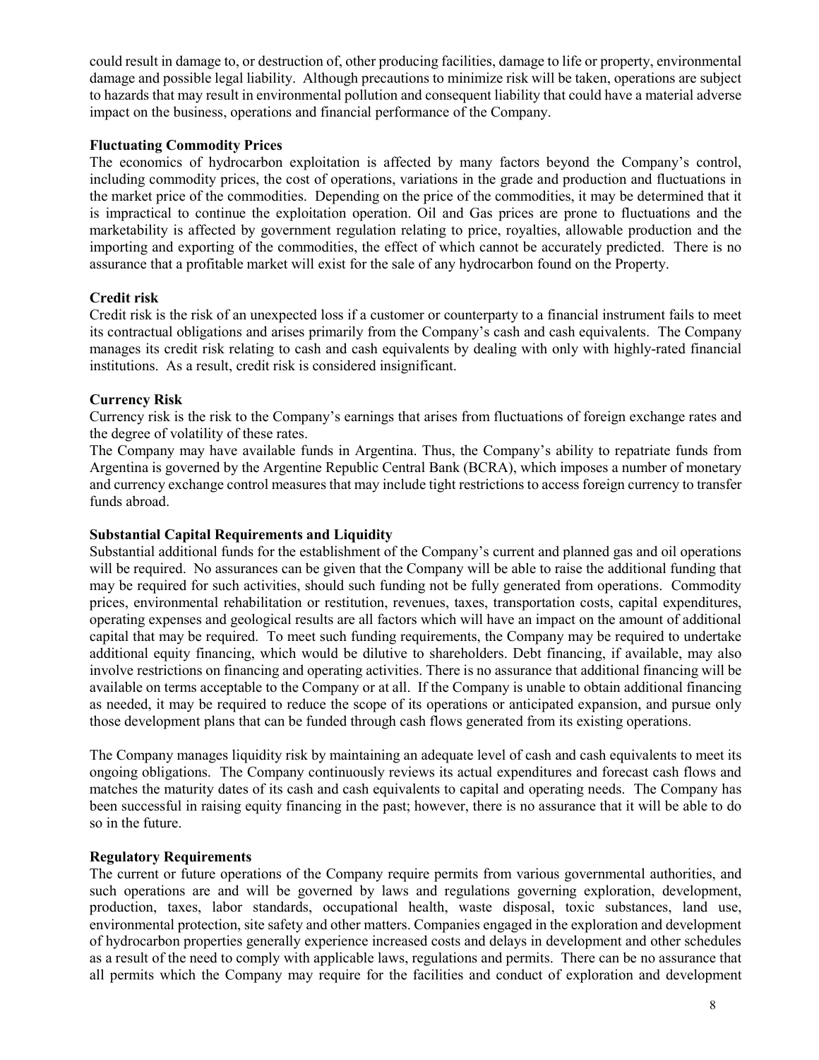could result in damage to, or destruction of, other producing facilities, damage to life or property, environmental damage and possible legal liability. Although precautions to minimize risk will be taken, operations are subject to hazards that may result in environmental pollution and consequent liability that could have a material adverse impact on the business, operations and financial performance of the Company.

**Fluctuating Commodity Prices**

The economics of hydrocarbon exploitation is affected by many factors beyond the Company's control, including commodity prices, the cost of operations, variations in the grade and production and fluctuations in the market price of the commodities. Depending on the price of the commodities, it may be determined that it is impractical to continue the exploitation operation. Oil and Gas prices are prone to fluctuations and the marketability is affected by government regulation relating to price, royalties, allowable production and the importing and exporting of the commodities, the effect of which cannot be accurately predicted. There is no assurance that a profitable market will exist for the sale of any hydrocarbon found on the Property.

**Credit risk**

Credit risk is the risk of an unexpected loss if a customer or counterparty to a financial instrument fails to meet its contractual obligations and arises primarily from the Company's cash and cash equivalents. The Company manages its credit risk relating to cash and cash equivalents by dealing with only with highly-rated financial institutions. As a result, credit risk is considered insignificant.

**Currency Risk**

Currency risk is the risk to the Company's earnings that arises from fluctuations of foreign exchange rates and the degree of volatility of these rates.

The Company may have available funds in Argentina. Thus, the Company's ability to repatriate funds from Argentina is governed by the Argentine Republic Central Bank (BCRA), which imposes a number of monetary and currency exchange control measures that may include tight restrictions to access foreign currency to transfer funds abroad.

**Substantial Capital Requirements and Liquidity**

Substantial additional funds for the establishment of the Company's current and planned gas and oil operations will be required. No assurances can be given that the Company will be able to raise the additional funding that may be required for such activities, should such funding not be fully generated from operations. Commodity prices, environmental rehabilitation or restitution, revenues, taxes, transportation costs, capital expenditures, operating expenses and geological results are all factors which will have an impact on the amount of additional capital that may be required. To meet such funding requirements, the Company may be required to undertake additional equity financing, which would be dilutive to shareholders. Debt financing, if available, may also involve restrictions on financing and operating activities. There is no assurance that additional financing will be available on terms acceptable to the Company or at all. If the Company is unable to obtain additional financing as needed, it may be required to reduce the scope of its operations or anticipated expansion, and pursue only those development plans that can be funded through cash flows generated from its existing operations.

The Company manages liquidity risk by maintaining an adequate level of cash and cash equivalents to meet its ongoing obligations. The Company continuously reviews its actual expenditures and forecast cash flows and matches the maturity dates of its cash and cash equivalents to capital and operating needs. The Company has been successful in raising equity financing in the past; however, there is no assurance that it will be able to do so in the future.

**Regulatory Requirements**

The current or future operations of the Company require permits from various governmental authorities, and such operations are and will be governed by laws and regulations governing exploration, development, production, taxes, labor standards, occupational health, waste disposal, toxic substances, land use, environmental protection, site safety and other matters. Companies engaged in the exploration and development of hydrocarbon properties generally experience increased costs and delays in development and other schedules as a result of the need to comply with applicable laws, regulations and permits. There can be no assurance that all permits which the Company may require for the facilities and conduct of exploration and development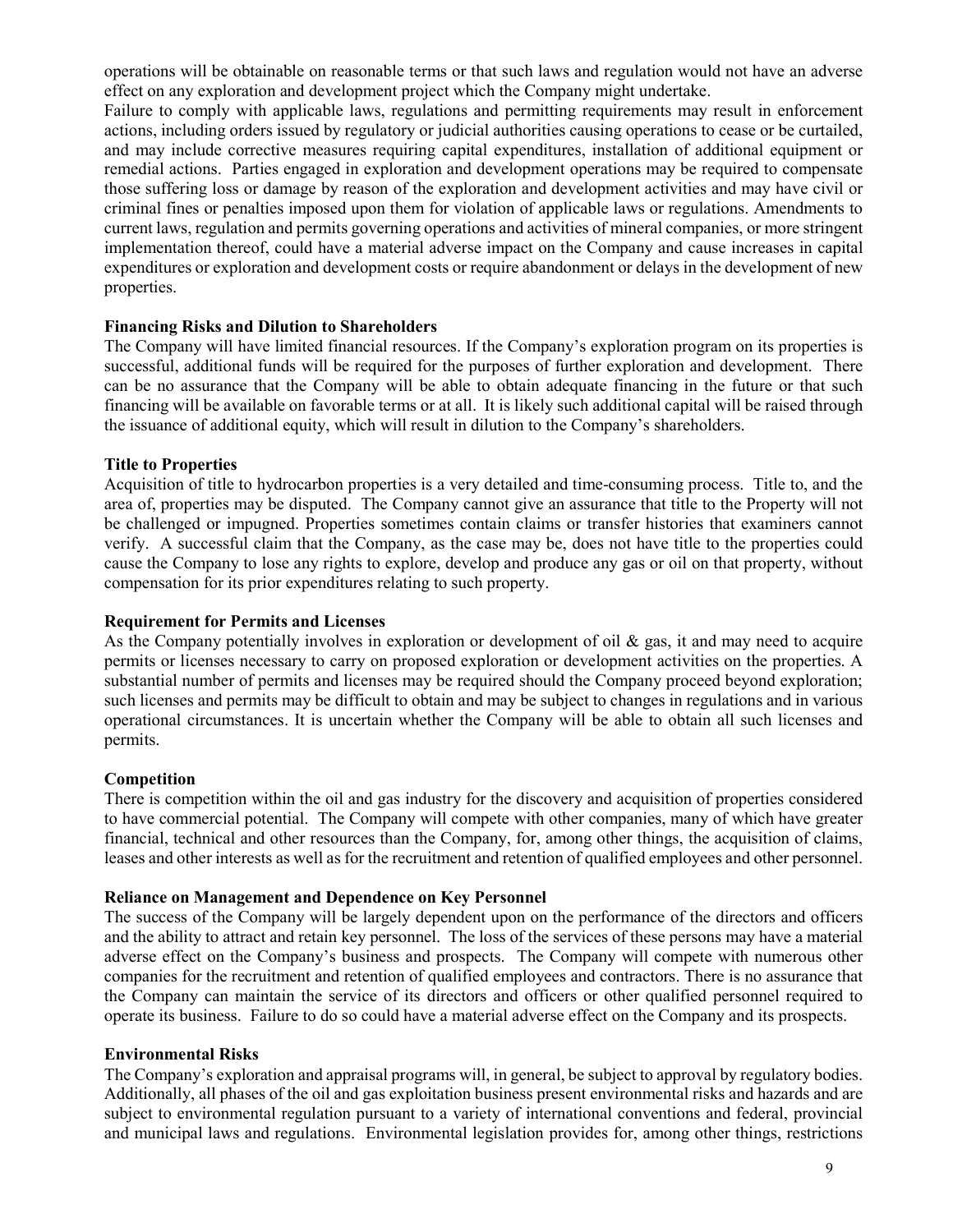operations will be obtainable on reasonable terms or that such laws and regulation would not have an adverse effect on any exploration and development project which the Company might undertake.

Failure to comply with applicable laws, regulations and permitting requirements may result in enforcement actions, including orders issued by regulatory or judicial authorities causing operations to cease or be curtailed, and may include corrective measures requiring capital expenditures, installation of additional equipment or remedial actions. Parties engaged in exploration and development operations may be required to compensate those suffering loss or damage by reason of the exploration and development activities and may have civil or criminal fines or penalties imposed upon them for violation of applicable laws or regulations. Amendments to current laws, regulation and permits governing operations and activities of mineral companies, or more stringent implementation thereof, could have a material adverse impact on the Company and cause increases in capital expenditures or exploration and development costs or require abandonment or delays in the development of new properties.

**Financing Risks and Dilution to Shareholders**

The Company will have limited financial resources. If the Company's exploration program on its properties is successful, additional funds will be required for the purposes of further exploration and development. There can be no assurance that the Company will be able to obtain adequate financing in the future or that such financing will be available on favorable terms or at all. It is likely such additional capital will be raised through the issuance of additional equity, which will result in dilution to the Company's shareholders.

**Title to Properties**

Acquisition of title to hydrocarbon properties is a very detailed and time-consuming process. Title to, and the area of, properties may be disputed. The Company cannot give an assurance that title to the Property will not be challenged or impugned. Properties sometimes contain claims or transfer histories that examiners cannot verify. A successful claim that the Company, as the case may be, does not have title to the properties could cause the Company to lose any rights to explore, develop and produce any gas or oil on that property, without compensation for its prior expenditures relating to such property.

**Requirement for Permits and Licenses**

As the Company potentially involves in exploration or development of oil & gas, it and may need to acquire permits or licenses necessary to carry on proposed exploration or development activities on the properties. A substantial number of permits and licenses may be required should the Company proceed beyond exploration; such licenses and permits may be difficult to obtain and may be subject to changes in regulations and in various operational circumstances. It is uncertain whether the Company will be able to obtain all such licenses and permits.

**Competition**

There is competition within the oil and gas industry for the discovery and acquisition of properties considered to have commercial potential. The Company will compete with other companies, many of which have greater financial, technical and other resources than the Company, for, among other things, the acquisition of claims, leases and other interests as well as for the recruitment and retention of qualified employees and other personnel.

**Reliance on Management and Dependence on Key Personnel**

The success of the Company will be largely dependent upon on the performance of the directors and officers and the ability to attract and retain key personnel. The loss of the services of these persons may have a material adverse effect on the Company's business and prospects. The Company will compete with numerous other companies for the recruitment and retention of qualified employees and contractors. There is no assurance that the Company can maintain the service of its directors and officers or other qualified personnel required to operate its business. Failure to do so could have a material adverse effect on the Company and its prospects.

**Environmental Risks**

The Company's exploration and appraisal programs will, in general, be subject to approval by regulatory bodies. Additionally, all phases of the oil and gas exploitation business present environmental risks and hazards and are subject to environmental regulation pursuant to a variety of international conventions and federal, provincial and municipal laws and regulations. Environmental legislation provides for, among other things, restrictions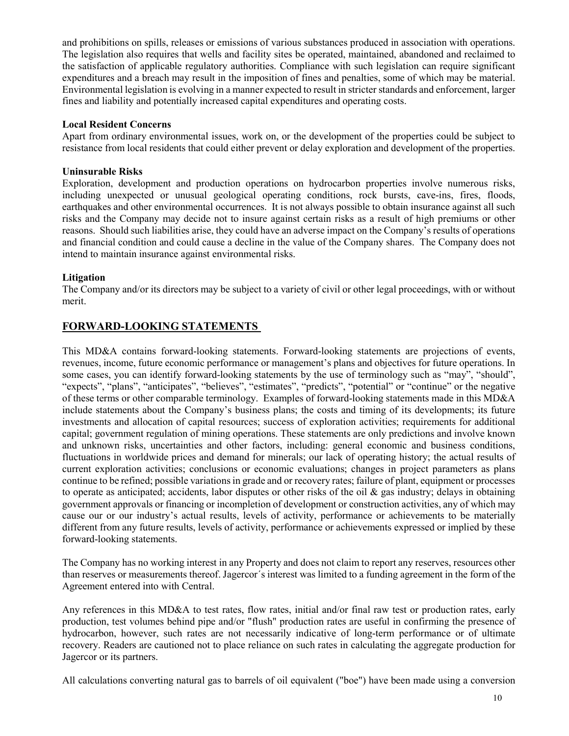and prohibitions on spills, releases or emissions of various substances produced in association with operations. The legislation also requires that wells and facility sites be operated, maintained, abandoned and reclaimed to the satisfaction of applicable regulatory authorities. Compliance with such legislation can require significant expenditures and a breach may result in the imposition of fines and penalties, some of which may be material. Environmental legislation is evolving in a manner expected to result in stricter standards and enforcement, larger fines and liability and potentially increased capital expenditures and operating costs.

**Local Resident Concerns**

Apart from ordinary environmental issues, work on, or the development of the properties could be subject to resistance from local residents that could either prevent or delay exploration and development of the properties.

**Uninsurable Risks**

Exploration, development and production operations on hydrocarbon properties involve numerous risks, including unexpected or unusual geological operating conditions, rock bursts, cave-ins, fires, floods, earthquakes and other environmental occurrences. It is not always possible to obtain insurance against all such risks and the Company may decide not to insure against certain risks as a result of high premiums or other reasons. Should such liabilities arise, they could have an adverse impact on the Company's results of operations and financial condition and could cause a decline in the value of the Company shares. The Company does not intend to maintain insurance against environmental risks.

**Litigation**

The Company and/or its directors may be subject to a variety of civil or other legal proceedings, with or without merit.

## FORWARD-LOOKING STATEMENTS

This MD&A contains forward-looking statements. Forward-looking statements are projections of events, revenues, income, future economic performance or management's plans and objectives for future operations. In some cases, you can identify forward-looking statements by the use of terminology such as "may", "should", "expects", "plans", "anticipates", "believes", "estimates", "predicts", "potential" or "continue" or the negative of these terms or other comparable terminology. Examples of forward-looking statements made in this MD&A include statements about the Company's business plans; the costs and timing of its developments; its future investments and allocation of capital resources; success of exploration activities; requirements for additional capital; government regulation of mining operations. These statements are only predictions and involve known and unknown risks, uncertainties and other factors, including: general economic and business conditions, fluctuations in worldwide prices and demand for minerals; our lack of operating history; the actual results of current exploration activities; conclusions or economic evaluations; changes in project parameters as plans continue to be refined; possible variations in grade and or recovery rates; failure of plant, equipment or processes to operate as anticipated; accidents, labor disputes or other risks of the oil & gas industry; delays in obtaining government approvals or financing or incompletion of development or construction activities, any of which may cause our or our industry's actual results, levels of activity, performance or achievements to be materially different from any future results, levels of activity, performance or achievements expressed or implied by these forward-looking statements.

The Company has no working interest in any Property and does not claim to report any reserves, resources other than reserves or measurements thereof. Jagercor´s interest was limited to a funding agreement in the form of the Agreement entered into with Central.

Any references in this MD&A to test rates, flow rates, initial and/or final raw test or production rates, early production, test volumes behind pipe and/or "flush" production rates are useful in confirming the presence of hydrocarbon, however, such rates are not necessarily indicative of long-term performance or of ultimate recovery. Readers are cautioned not to place reliance on such rates in calculating the aggregate production for Jagercor or its partners.

All calculations converting natural gas to barrels of oil equivalent ("boe") have been made using a conversion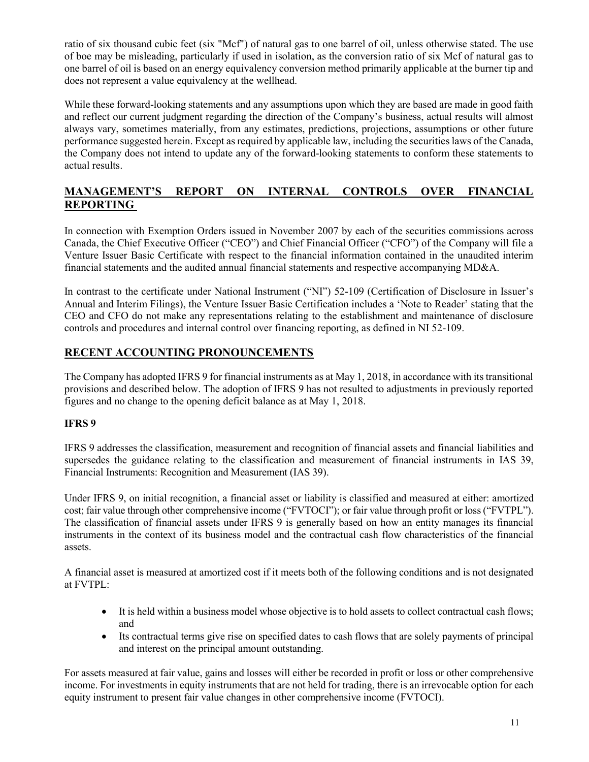ratio of six thousand cubic feet (six "Mcf") of natural gas to one barrel of oil, unless otherwise stated. The use of boe may be misleading, particularly if used in isolation, as the conversion ratio of six Mcf of natural gas to one barrel of oil is based on an energy equivalency conversion method primarily applicable at the burner tip and does not represent a value equivalency at the wellhead.

While these forward-looking statements and any assumptions upon which they are based are made in good faith and reflect our current judgment regarding the direction of the Company's business, actual results will almost always vary, sometimes materially, from any estimates, predictions, projections, assumptions or other future performance suggested herein. Except as required by applicable law, including the securities laws of the Canada, the Company does not intend to update any of the forward-looking statements to conform these statements to actual results.

## MANAGEMENT'S REPORT ON INTERNAL CONTROLS OVER FINANCIAL REPORTING

In connection with Exemption Orders issued in November 2007 by each of the securities commissions across Canada, the Chief Executive Officer ("CEO") and Chief Financial Officer ("CFO") of the Company will file a Venture Issuer Basic Certificate with respect to the financial information contained in the unaudited interim financial statements and the audited annual financial statements and respective accompanying MD&A.

In contrast to the certificate under National Instrument ("NI") 52-109 (Certification of Disclosure in Issuer's Annual and Interim Filings), the Venture Issuer Basic Certification includes a 'Note to Reader' stating that the CEO and CFO do not make any representations relating to the establishment and maintenance of disclosure controls and procedures and internal control over financing reporting, as defined in NI 52-109.

## RECENT ACCOUNTING PRONOUNCEMENTS

The Company has adopted IFRS 9 for financial instruments as at May 1, 2018, in accordance with its transitional provisions and described below. The adoption of IFRS 9 has not resulted to adjustments in previously reported figures and no change to the opening deficit balance as at May 1, 2018.

### IFRS 9

IFRS 9 addresses the classification, measurement and recognition of financial assets and financial liabilities and supersedes the guidance relating to the classification and measurement of financial instruments in IAS 39, Financial Instruments: Recognition and Measurement (IAS 39).

Under IFRS 9, on initial recognition, a financial asset or liability is classified and measured at either: amortized cost; fair value through other comprehensive income ("FVTOCI"); or fair value through profit or loss ("FVTPL"). The classification of financial assets under IFRS 9 is generally based on how an entity manages its financial instruments in the context of its business model and the contractual cash flow characteristics of the financial assets.

A financial asset is measured at amortized cost if it meets both of the following conditions and is not designated at FVTPL:

- It is held within a business model whose objective is to hold assets to collect contractual cash flows; and
- Its contractual terms give rise on specified dates to cash flows that are solely payments of principal and interest on the principal amount outstanding.

For assets measured at fair value, gains and losses will either be recorded in profit or loss or other comprehensive income. For investments in equity instruments that are not held for trading, there is an irrevocable option for each equity instrument to present fair value changes in other comprehensive income (FVTOCI).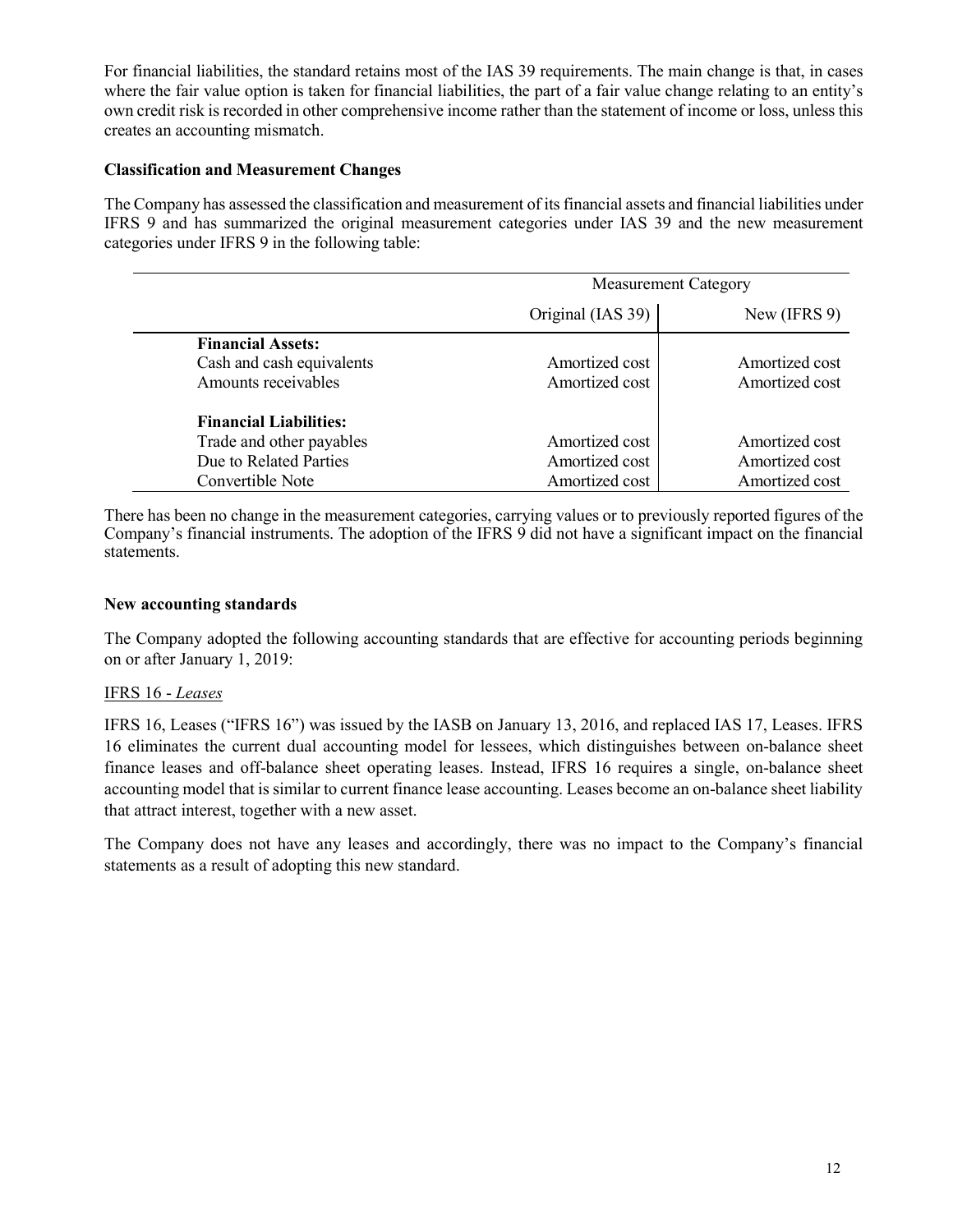For financial liabilities, the standard retains most of the IAS 39 requirements. The main change is that, in cases where the fair value option is taken for financial liabilities, the part of a fair value change relating to an entity's own credit risk is recorded in other comprehensive income rather than the statement of income or loss, unless this creates an accounting mismatch.

**Classification and Measurement Changes**

The Company has assessed the classification and measurement of its financial assets and financial liabilities under IFRS 9 and has summarized the original measurement categories under IAS 39 and the new measurement categories under IFRS 9 in the following table:

| | Measurement Category | |
|---|---|---|
| | Original (IAS 39) | New (IFRS 9) |
| **Financial Assets:** | | |
| Cash and cash equivalents | Amortized cost | Amortized cost |
| Amounts receivables | Amortized cost | Amortized cost |
| **Financial Liabilities:** | | |
| Trade and other payables | Amortized cost | Amortized cost |
| Due to Related Parties | Amortized cost | Amortized cost |
| Convertible Note | Amortized cost | Amortized cost |

There has been no change in the measurement categories, carrying values or to previously reported figures of the Company's financial instruments. The adoption of the IFRS 9 did not have a significant impact on the financial statements.

**New accounting standards**

The Company adopted the following accounting standards that are effective for accounting periods beginning on or after January 1, 2019:

IFRS 16 - *Leases*

IFRS 16, Leases ("IFRS 16") was issued by the IASB on January 13, 2016, and replaced IAS 17, Leases. IFRS 16 eliminates the current dual accounting model for lessees, which distinguishes between on-balance sheet finance leases and off-balance sheet operating leases. Instead, IFRS 16 requires a single, on-balance sheet accounting model that is similar to current finance lease accounting. Leases become an on-balance sheet liability that attract interest, together with a new asset.

The Company does not have any leases and accordingly, there was no impact to the Company's financial statements as a result of adopting this new standard.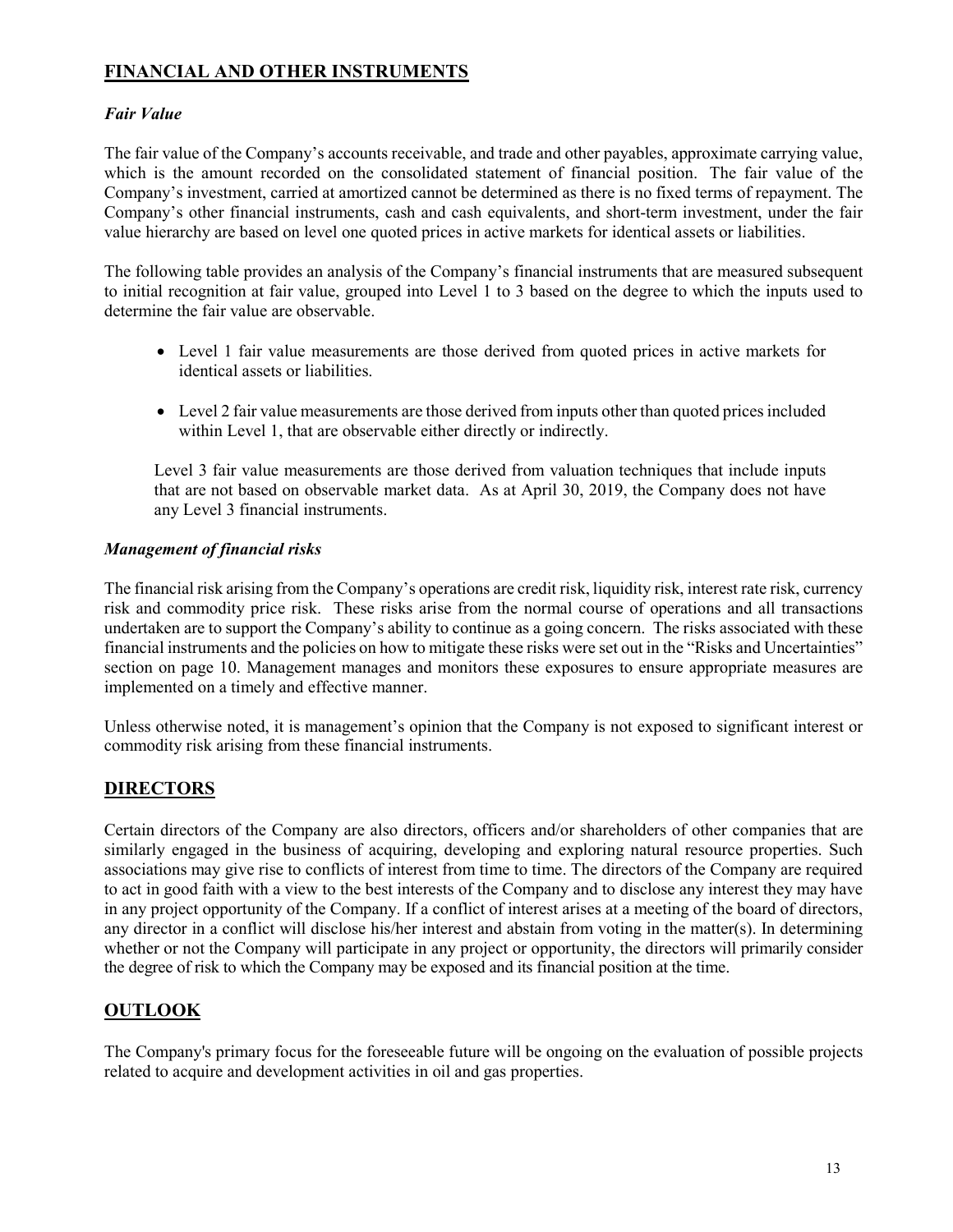## FINANCIAL AND OTHER INSTRUMENTS

### *Fair Value*

The fair value of the Company's accounts receivable, and trade and other payables, approximate carrying value, which is the amount recorded on the consolidated statement of financial position. The fair value of the Company's investment, carried at amortized cannot be determined as there is no fixed terms of repayment. The Company's other financial instruments, cash and cash equivalents, and short-term investment, under the fair value hierarchy are based on level one quoted prices in active markets for identical assets or liabilities.

The following table provides an analysis of the Company's financial instruments that are measured subsequent to initial recognition at fair value, grouped into Level 1 to 3 based on the degree to which the inputs used to determine the fair value are observable.

- Level 1 fair value measurements are those derived from quoted prices in active markets for identical assets or liabilities.
- Level 2 fair value measurements are those derived from inputs other than quoted prices included within Level 1, that are observable either directly or indirectly.

Level 3 fair value measurements are those derived from valuation techniques that include inputs that are not based on observable market data. As at April 30, 2019, the Company does not have any Level 3 financial instruments.

### *Management of financial risks*

The financial risk arising from the Company's operations are credit risk, liquidity risk, interest rate risk, currency risk and commodity price risk. These risks arise from the normal course of operations and all transactions undertaken are to support the Company's ability to continue as a going concern. The risks associated with these financial instruments and the policies on how to mitigate these risks were set out in the "Risks and Uncertainties" section on page 10. Management manages and monitors these exposures to ensure appropriate measures are implemented on a timely and effective manner.

Unless otherwise noted, it is management's opinion that the Company is not exposed to significant interest or commodity risk arising from these financial instruments.

## DIRECTORS

Certain directors of the Company are also directors, officers and/or shareholders of other companies that are similarly engaged in the business of acquiring, developing and exploring natural resource properties. Such associations may give rise to conflicts of interest from time to time. The directors of the Company are required to act in good faith with a view to the best interests of the Company and to disclose any interest they may have in any project opportunity of the Company. If a conflict of interest arises at a meeting of the board of directors, any director in a conflict will disclose his/her interest and abstain from voting in the matter(s). In determining whether or not the Company will participate in any project or opportunity, the directors will primarily consider the degree of risk to which the Company may be exposed and its financial position at the time.

## OUTLOOK

The Company's primary focus for the foreseeable future will be ongoing on the evaluation of possible projects related to acquire and development activities in oil and gas properties.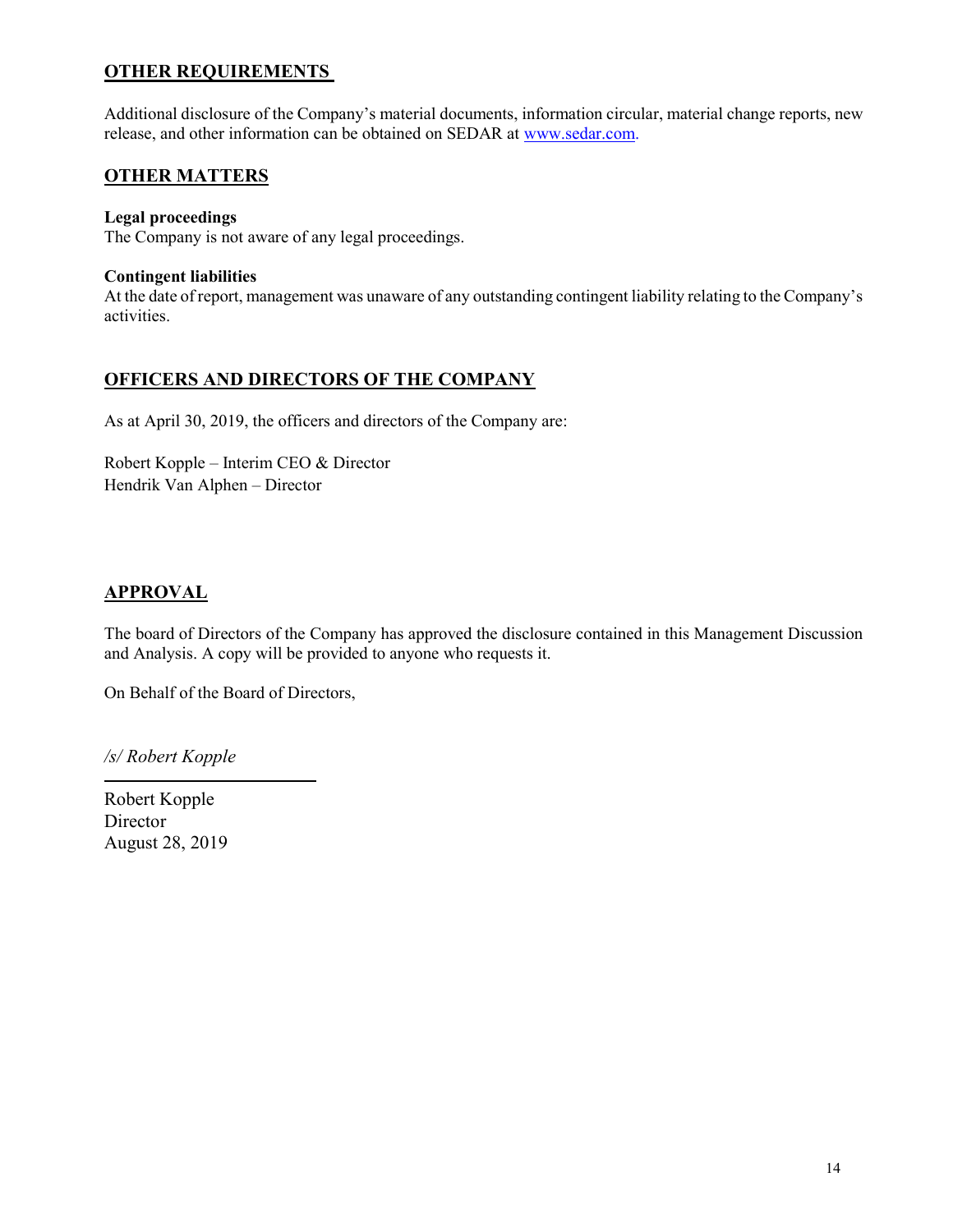## OTHER REQUIREMENTS

Additional disclosure of the Company's material documents, information circular, material change reports, new release, and other information can be obtained on SEDAR at www.sedar.com.

## OTHER MATTERS

**Legal proceedings**
The Company is not aware of any legal proceedings.

**Contingent liabilities**
At the date of report, management was unaware of any outstanding contingent liability relating to the Company's activities.

## OFFICERS AND DIRECTORS OF THE COMPANY

As at April 30, 2019, the officers and directors of the Company are:

Robert Kopple – Interim CEO & Director
Hendrik Van Alphen – Director

## APPROVAL

The board of Directors of the Company has approved the disclosure contained in this Management Discussion and Analysis. A copy will be provided to anyone who requests it.

On Behalf of the Board of Directors,

*/s/ Robert Kopple*

Robert Kopple
Director
August 28, 2019